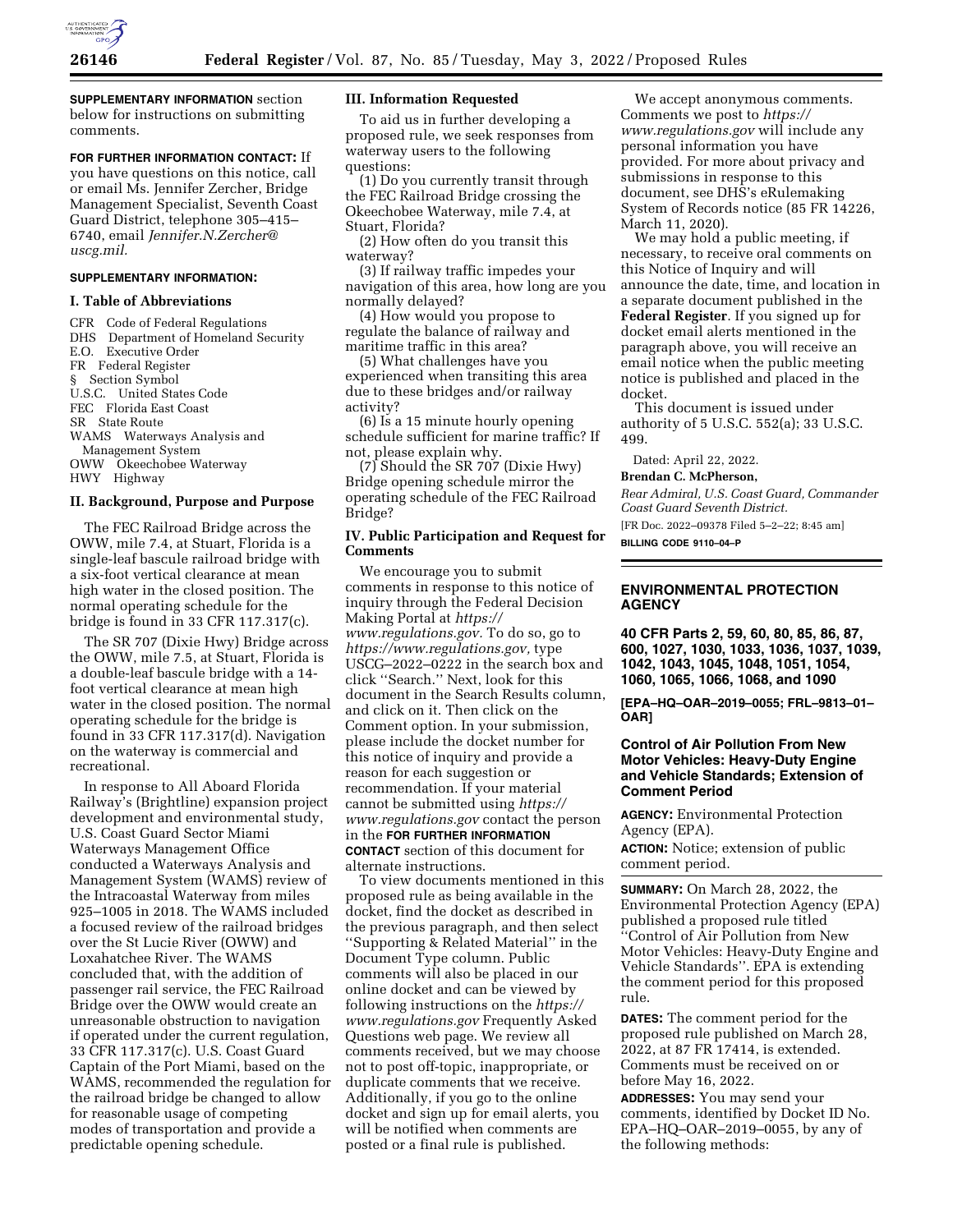**SUPPLEMENTARY INFORMATION** section below for instructions on submitting comments.

**FOR FURTHER INFORMATION CONTACT:** If you have questions on this notice, call or email Ms. Jennifer Zercher, Bridge Management Specialist, Seventh Coast Guard District, telephone 305–415–6740, email *Jennifer.N.Zercher@uscg.mil.*

**SUPPLEMENTARY INFORMATION:**

## I. Table of Abbreviations

CFR Code of Federal Regulations
DHS Department of Homeland Security
E.O. Executive Order
FR Federal Register
§ Section Symbol
U.S.C. United States Code
FEC Florida East Coast
SR State Route
WAMS Waterways Analysis and Management System
OWW Okeechobee Waterway
HWY Highway

## II. Background, Purpose and Purpose

The FEC Railroad Bridge across the OWW, mile 7.4, at Stuart, Florida is a single-leaf bascule railroad bridge with a six-foot vertical clearance at mean high water in the closed position. The normal operating schedule for the bridge is found in 33 CFR 117.317(c).

The SR 707 (Dixie Hwy) Bridge across the OWW, mile 7.5, at Stuart, Florida is a double-leaf bascule bridge with a 14-foot vertical clearance at mean high water in the closed position. The normal operating schedule for the bridge is found in 33 CFR 117.317(d). Navigation on the waterway is commercial and recreational.

In response to All Aboard Florida Railway's (Brightline) expansion project development and environmental study, U.S. Coast Guard Sector Miami Waterways Management Office conducted a Waterways Analysis and Management System (WAMS) review of the Intracoastal Waterway from miles 925–1005 in 2018. The WAMS included a focused review of the railroad bridges over the St Lucie River (OWW) and Loxahatchee River. The WAMS concluded that, with the addition of passenger rail service, the FEC Railroad Bridge over the OWW would create an unreasonable obstruction to navigation if operated under the current regulation, 33 CFR 117.317(c). U.S. Coast Guard Captain of the Port Miami, based on the WAMS, recommended the regulation for the railroad bridge be changed to allow for reasonable usage of competing modes of transportation and provide a predictable opening schedule.

## III. Information Requested

To aid us in further developing a proposed rule, we seek responses from waterway users to the following questions:

(1) Do you currently transit through the FEC Railroad Bridge crossing the Okeechobee Waterway, mile 7.4, at Stuart, Florida?

(2) How often do you transit this waterway?

(3) If railway traffic impedes your navigation of this area, how long are you normally delayed?

(4) How would you propose to regulate the balance of railway and maritime traffic in this area?

(5) What challenges have you experienced when transiting this area due to these bridges and/or railway activity?

(6) Is a 15 minute hourly opening schedule sufficient for marine traffic? If not, please explain why.

(7) Should the SR 707 (Dixie Hwy) Bridge opening schedule mirror the operating schedule of the FEC Railroad Bridge?

## IV. Public Participation and Request for Comments

We encourage you to submit comments in response to this notice of inquiry through the Federal Decision Making Portal at *https://www.regulations.gov.* To do so, go to *https://www.regulations.gov,* type USCG–2022–0222 in the search box and click "Search." Next, look for this document in the Search Results column, and click on it. Then click on the Comment option. In your submission, please include the docket number for this notice of inquiry and provide a reason for each suggestion or recommendation. If your material cannot be submitted using *https://www.regulations.gov* contact the person in the **FOR FURTHER INFORMATION CONTACT** section of this document for alternate instructions.

To view documents mentioned in this proposed rule as being available in the docket, find the docket as described in the previous paragraph, and then select "Supporting & Related Material" in the Document Type column. Public comments will also be placed in our online docket and can be viewed by following instructions on the *https://www.regulations.gov* Frequently Asked Questions web page. We review all comments received, but we may choose not to post off-topic, inappropriate, or duplicate comments that we receive. Additionally, if you go to the online docket and sign up for email alerts, you will be notified when comments are posted or a final rule is published.

We accept anonymous comments. Comments we post to *https://www.regulations.gov* will include any personal information you have provided. For more about privacy and submissions in response to this document, see DHS's eRulemaking System of Records notice (85 FR 14226, March 11, 2020).

We may hold a public meeting, if necessary, to receive oral comments on this Notice of Inquiry and will announce the date, time, and location in a separate document published in the **Federal Register**. If you signed up for docket email alerts mentioned in the paragraph above, you will receive an email notice when the public meeting notice is published and placed in the docket.

This document is issued under authority of 5 U.S.C. 552(a); 33 U.S.C. 499.

Dated: April 22, 2022.

**Brendan C. McPherson,**

*Rear Admiral, U.S. Coast Guard, Commander Coast Guard Seventh District.*

[FR Doc. 2022–09378 Filed 5–2–22; 8:45 am]

**BILLING CODE 9110–04–P**

---

# ENVIRONMENTAL PROTECTION AGENCY

**40 CFR Parts 2, 59, 60, 80, 85, 86, 87, 600, 1027, 1030, 1033, 1036, 1037, 1039, 1042, 1043, 1045, 1048, 1051, 1054, 1060, 1065, 1066, 1068, and 1090**

**[EPA–HQ–OAR–2019–0055; FRL–9813–01–OAR]**

## Control of Air Pollution From New Motor Vehicles: Heavy-Duty Engine and Vehicle Standards; Extension of Comment Period

**AGENCY:** Environmental Protection Agency (EPA).

**ACTION:** Notice; extension of public comment period.

**SUMMARY:** On March 28, 2022, the Environmental Protection Agency (EPA) published a proposed rule titled "Control of Air Pollution from New Motor Vehicles: Heavy-Duty Engine and Vehicle Standards". EPA is extending the comment period for this proposed rule.

**DATES:** The comment period for the proposed rule published on March 28, 2022, at 87 FR 17414, is extended. Comments must be received on or before May 16, 2022.

**ADDRESSES:** You may send your comments, identified by Docket ID No. EPA–HQ–OAR–2019–0055, by any of the following methods: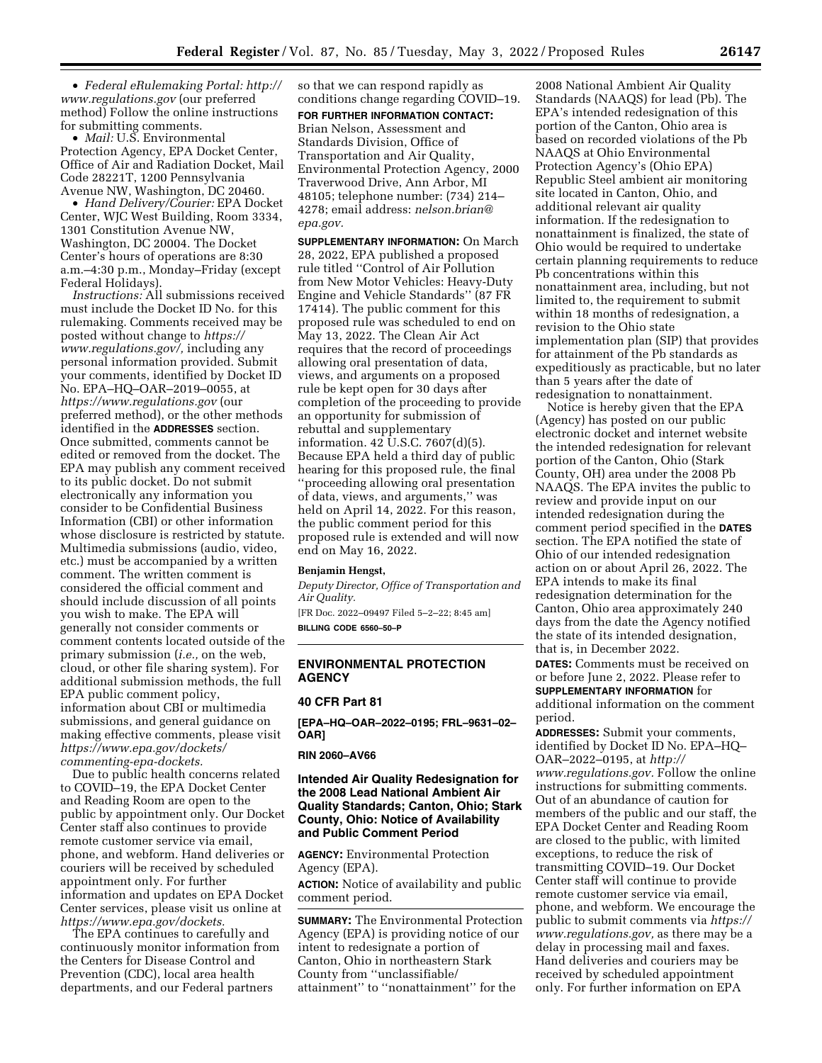- *Federal eRulemaking Portal: http://www.regulations.gov* (our preferred method) Follow the online instructions for submitting comments.
- *Mail:* U.S. Environmental Protection Agency, EPA Docket Center, Office of Air and Radiation Docket, Mail Code 28221T, 1200 Pennsylvania Avenue NW, Washington, DC 20460.
- *Hand Delivery/Courier:* EPA Docket Center, WJC West Building, Room 3334, 1301 Constitution Avenue NW, Washington, DC 20004. The Docket Center's hours of operations are 8:30 a.m.–4:30 p.m., Monday–Friday (except Federal Holidays).

*Instructions:* All submissions received must include the Docket ID No. for this rulemaking. Comments received may be posted without change to *https://www.regulations.gov/,* including any personal information provided. Submit your comments, identified by Docket ID No. EPA–HQ–OAR–2019–0055, at *https://www.regulations.gov* (our preferred method), or the other methods identified in the **ADDRESSES** section. Once submitted, comments cannot be edited or removed from the docket. The EPA may publish any comment received to its public docket. Do not submit electronically any information you consider to be Confidential Business Information (CBI) or other information whose disclosure is restricted by statute. Multimedia submissions (audio, video, etc.) must be accompanied by a written comment. The written comment is considered the official comment and should include discussion of all points you wish to make. The EPA will generally not consider comments or comment contents located outside of the primary submission (*i.e.,* on the web, cloud, or other file sharing system). For additional submission methods, the full EPA public comment policy, information about CBI or multimedia submissions, and general guidance on making effective comments, please visit *https://www.epa.gov/dockets/commenting-epa-dockets.*

Due to public health concerns related to COVID–19, the EPA Docket Center and Reading Room are open to the public by appointment only. Our Docket Center staff also continues to provide remote customer service via email, phone, and webform. Hand deliveries or couriers will be received by scheduled appointment only. For further information and updates on EPA Docket Center services, please visit us online at *https://www.epa.gov/dockets.*

The EPA continues to carefully and continuously monitor information from the Centers for Disease Control and Prevention (CDC), local area health departments, and our Federal partners so that we can respond rapidly as conditions change regarding COVID–19.

**FOR FURTHER INFORMATION CONTACT:** Brian Nelson, Assessment and Standards Division, Office of Transportation and Air Quality, Environmental Protection Agency, 2000 Traverwood Drive, Ann Arbor, MI 48105; telephone number: (734) 214–4278; email address: *nelson.brian@epa.gov.*

**SUPPLEMENTARY INFORMATION:** On March 28, 2022, EPA published a proposed rule titled ''Control of Air Pollution from New Motor Vehicles: Heavy-Duty Engine and Vehicle Standards'' (87 FR 17414). The public comment for this proposed rule was scheduled to end on May 13, 2022. The Clean Air Act requires that the record of proceedings allowing oral presentation of data, views, and arguments on a proposed rule be kept open for 30 days after completion of the proceeding to provide an opportunity for submission of rebuttal and supplementary information. 42 U.S.C. 7607(d)(5). Because EPA held a third day of public hearing for this proposed rule, the final ''proceeding allowing oral presentation of data, views, and arguments,'' was held on April 14, 2022. For this reason, the public comment period for this proposed rule is extended and will now end on May 16, 2022.

**Benjamin Hengst,**

*Deputy Director, Office of Transportation and Air Quality.*

[FR Doc. 2022–09497 Filed 5–2–22; 8:45 am]

**BILLING CODE 6560–50–P**

---

## ENVIRONMENTAL PROTECTION AGENCY

### 40 CFR Part 81

**[EPA–HQ–OAR–2022–0195; FRL–9631–02–OAR]**

**RIN 2060–AV66**

### Intended Air Quality Redesignation for the 2008 Lead National Ambient Air Quality Standards; Canton, Ohio; Stark County, Ohio: Notice of Availability and Public Comment Period

**AGENCY:** Environmental Protection Agency (EPA).

**ACTION:** Notice of availability and public comment period.

**SUMMARY:** The Environmental Protection Agency (EPA) is providing notice of our intent to redesignate a portion of Canton, Ohio in northeastern Stark County from ''unclassifiable/attainment'' to ''nonattainment'' for the 2008 National Ambient Air Quality Standards (NAAQS) for lead (Pb). The EPA's intended redesignation of this portion of the Canton, Ohio area is based on recorded violations of the Pb NAAQS at Ohio Environmental Protection Agency's (Ohio EPA) Republic Steel ambient air monitoring site located in Canton, Ohio, and additional relevant air quality information. If the redesignation to nonattainment is finalized, the state of Ohio would be required to undertake certain planning requirements to reduce Pb concentrations within this nonattainment area, including, but not limited to, the requirement to submit within 18 months of redesignation, a revision to the Ohio state implementation plan (SIP) that provides for attainment of the Pb standards as expeditiously as practicable, but no later than 5 years after the date of redesignation to nonattainment.

Notice is hereby given that the EPA (Agency) has posted on our public electronic docket and internet website the intended redesignation for relevant portion of the Canton, Ohio (Stark County, OH) area under the 2008 Pb NAAQS. The EPA invites the public to review and provide input on our intended redesignation during the comment period specified in the **DATES** section. The EPA notified the state of Ohio of our intended redesignation action on or about April 26, 2022. The EPA intends to make its final redesignation determination for the Canton, Ohio area approximately 240 days from the date the Agency notified the state of its intended designation, that is, in December 2022.

**DATES:** Comments must be received on or before June 2, 2022. Please refer to **SUPPLEMENTARY INFORMATION** for additional information on the comment period.

**ADDRESSES:** Submit your comments, identified by Docket ID No. EPA–HQ–OAR–2022–0195, at *http://www.regulations.gov.* Follow the online instructions for submitting comments. Out of an abundance of caution for members of the public and our staff, the EPA Docket Center and Reading Room are closed to the public, with limited exceptions, to reduce the risk of transmitting COVID–19. Our Docket Center staff will continue to provide remote customer service via email, phone, and webform. We encourage the public to submit comments via *https://www.regulations.gov,* as there may be a delay in processing mail and faxes. Hand deliveries and couriers may be received by scheduled appointment only. For further information on EPA